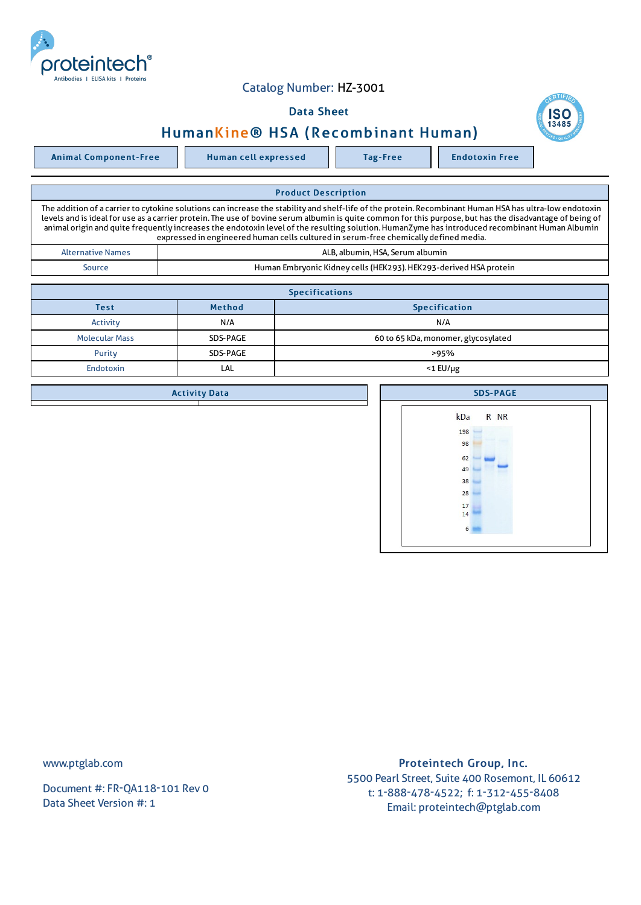Catalog Number: HZ-3001

# Data Sheet

## HumanKine® HSA (Recombinant Human)

| Animal Component-Free | Human cell expressed | Tag-Free | Endotoxin Free |
|---|---|---|---|

### Product Description

The addition of a carrier to cytokine solutions can increase the stability and shelf-life of the protein. Recombinant Human HSA has ultra-low endotoxin levels and is ideal for use as a carrier protein. The use of bovine serum albumin is quite common for this purpose, but has the disadvantage of being of animal origin and quite frequently increases the endotoxin level of the resulting solution. HumanZyme has introduced recombinant Human Albumin expressed in engineered human cells cultured in serum-free chemically defined media.

| | |
|---|---|
| Alternative Names | ALB, albumin, HSA, Serum albumin |
| Source | Human Embryonic Kidney cells (HEK293). HEK293-derived HSA protein |

### Specifications

| Test | Method | Specification |
|---|---|---|
| Activity | N/A | N/A |
| Molecular Mass | SDS-PAGE | 60 to 65 kDa, monomer, glycosylated |
| Purity | SDS-PAGE | >95% |
| Endotoxin | LAL | <1 EU/μg |

### Activity Data

### SDS-PAGE

kDa R NR

198, 98, 62, 49, 38, 28, 17, 14, 6

www.ptglab.com

Document #: FR-QA118-101 Rev 0
Data Sheet Version #: 1

**Proteintech Group, Inc.**
5500 Pearl Street, Suite 400 Rosemont, IL 60612
t: 1-888-478-4522; f: 1-312-455-8408
Email: proteintech@ptglab.com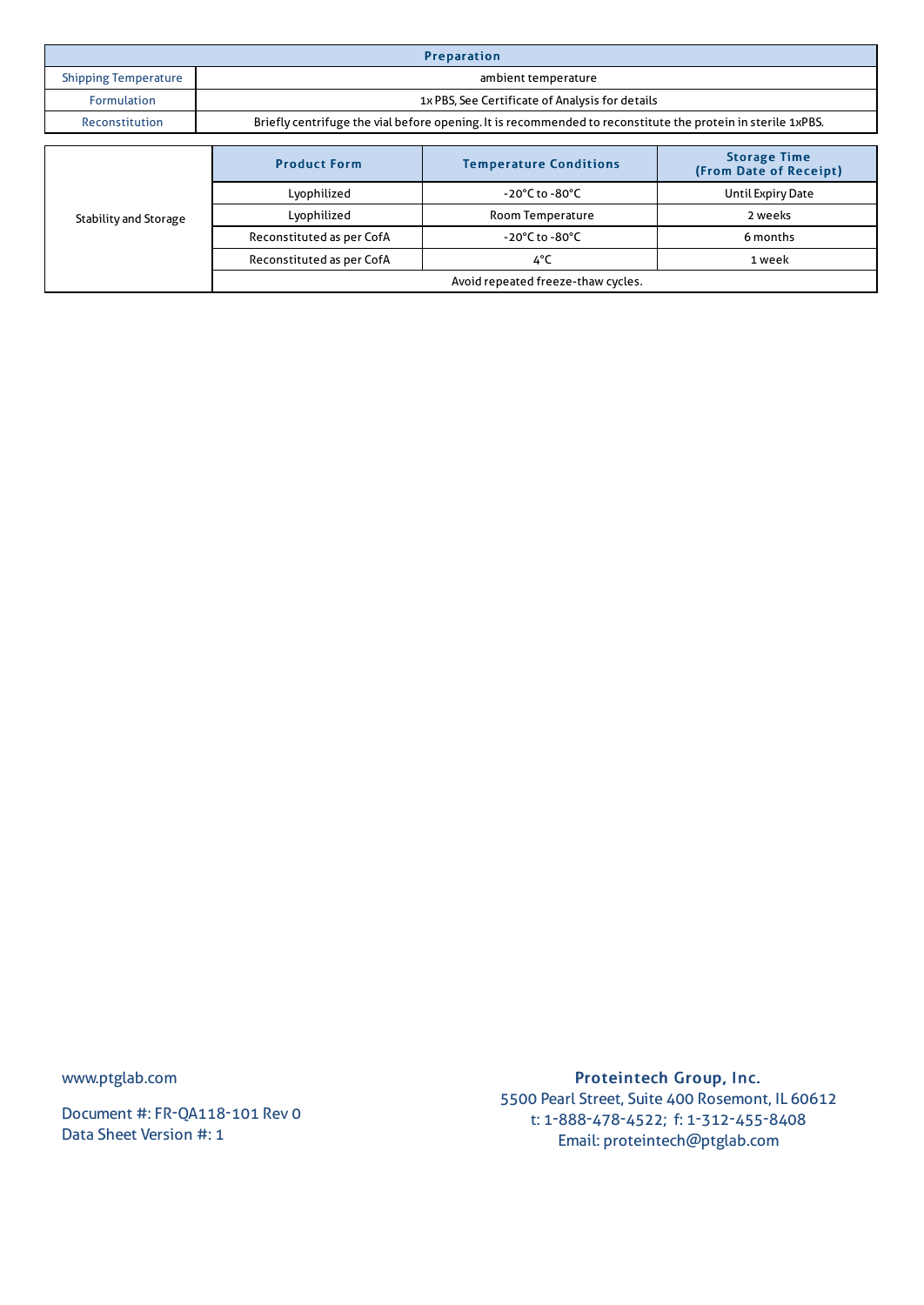| Preparation | |
|---|---|
| Shipping Temperature | ambient temperature |
| Formulation | 1x PBS, See Certificate of Analysis for details |
| Reconstitution | Briefly centrifuge the vial before opening. It is recommended to reconstitute the protein in sterile 1xPBS. |

| | Product Form | Temperature Conditions | Storage Time (From Date of Receipt) |
|---|---|---|---|
| Stability and Storage | Lyophilized | -20°C to -80°C | Until Expiry Date |
| | Lyophilized | Room Temperature | 2 weeks |
| | Reconstituted as per CofA | -20°C to -80°C | 6 months |
| | Reconstituted as per CofA | 4°C | 1 week |
| | Avoid repeated freeze-thaw cycles. | | |

www.ptglab.com

Document #: FR-QA118-101 Rev 0
Data Sheet Version #: 1

**Proteintech Group, Inc.**
5500 Pearl Street, Suite 400 Rosemont, IL 60612
t: 1-888-478-4522; f: 1-312-455-8408
Email: proteintech@ptglab.com